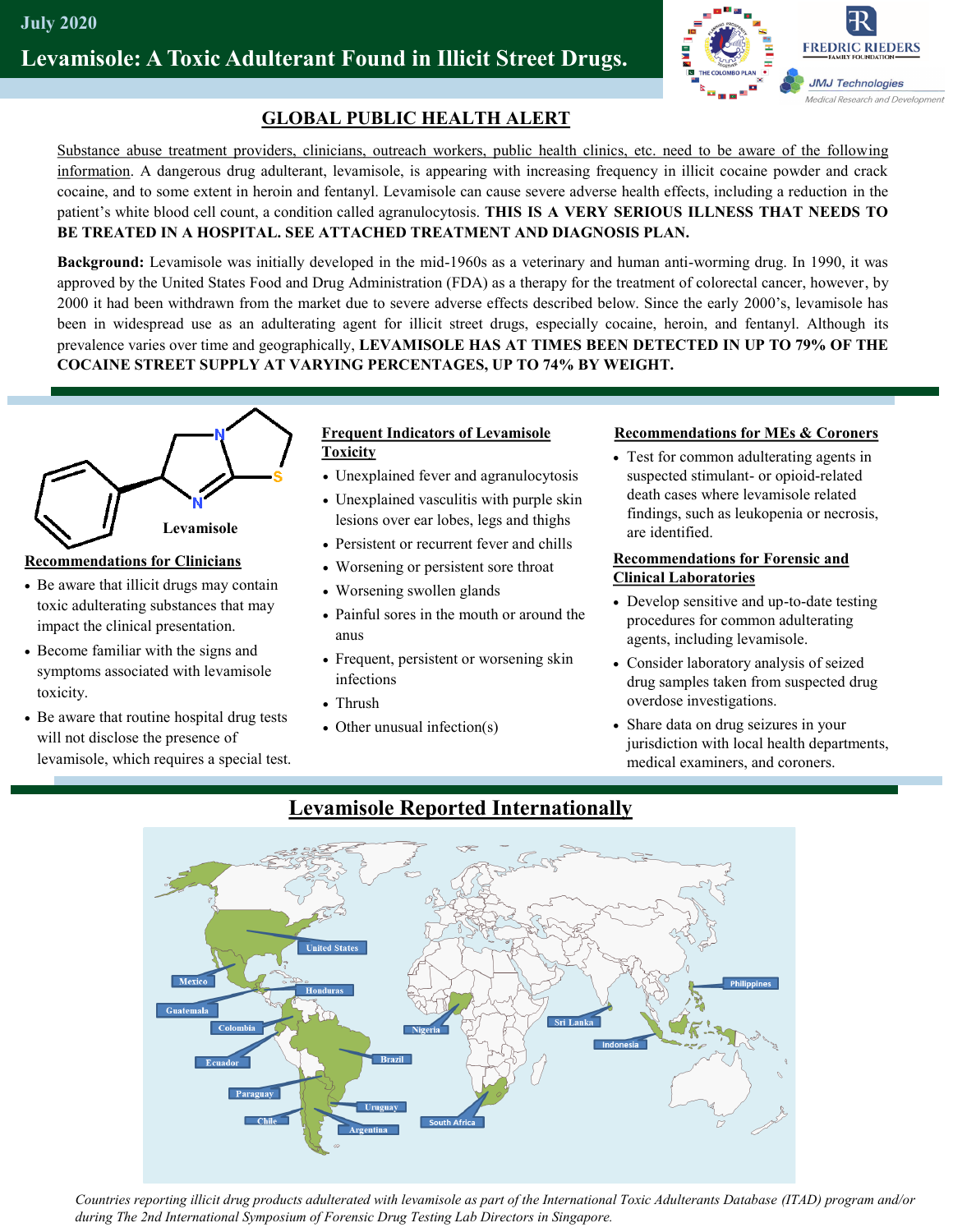July 2020

# Levamisole: A Toxic Adulterant Found in Illicit Street Drugs.

## GLOBAL PUBLIC HEALTH ALERT

Substance abuse treatment providers, clinicians, outreach workers, public health clinics, etc. need to be aware of the following information. A dangerous drug adulterant, levamisole, is appearing with increasing frequency in illicit cocaine powder and crack cocaine, and to some extent in heroin and fentanyl. Levamisole can cause severe adverse health effects, including a reduction in the patient's white blood cell count, a condition called agranulocytosis. **THIS IS A VERY SERIOUS ILLNESS THAT NEEDS TO BE TREATED IN A HOSPITAL. SEE ATTACHED TREATMENT AND DIAGNOSIS PLAN.**

**Background:** Levamisole was initially developed in the mid-1960s as a veterinary and human anti-worming drug. In 1990, it was approved by the United States Food and Drug Administration (FDA) as a therapy for the treatment of colorectal cancer, however, by 2000 it had been withdrawn from the market due to severe adverse effects described below. Since the early 2000's, levamisole has been in widespread use as an adulterating agent for illicit street drugs, especially cocaine, heroin, and fentanyl. Although its prevalence varies over time and geographically, **LEVAMISOLE HAS AT TIMES BEEN DETECTED IN UP TO 79% OF THE COCAINE STREET SUPPLY AT VARYING PERCENTAGES, UP TO 74% BY WEIGHT.**

Levamisole

### Recommendations for Clinicians

- Be aware that illicit drugs may contain toxic adulterating substances that may impact the clinical presentation.
- Become familiar with the signs and symptoms associated with levamisole toxicity.
- Be aware that routine hospital drug tests will not disclose the presence of levamisole, which requires a special test.

### Frequent Indicators of Levamisole Toxicity

- Unexplained fever and agranulocytosis
- Unexplained vasculitis with purple skin lesions over ear lobes, legs and thighs
- Persistent or recurrent fever and chills
- Worsening or persistent sore throat
- Worsening swollen glands
- Painful sores in the mouth or around the anus
- Frequent, persistent or worsening skin infections
- Thrush
- Other unusual infection(s)

### Recommendations for MEs & Coroners

- Test for common adulterating agents in suspected stimulant- or opioid-related death cases where levamisole related findings, such as leukopenia or necrosis, are identified.

### Recommendations for Forensic and Clinical Laboratories

- Develop sensitive and up-to-date testing procedures for common adulterating agents, including levamisole.
- Consider laboratory analysis of seized drug samples taken from suspected drug overdose investigations.
- Share data on drug seizures in your jurisdiction with local health departments, medical examiners, and coroners.

## Levamisole Reported Internationally

United States, Mexico, Honduras, Guatemala, Colombia, Ecuador, Brazil, Paraguay, Uruguay, Chile, Argentina, Nigeria, South Africa, Sri Lanka, Indonesia, Philippines

*Countries reporting illicit drug products adulterated with levamisole as part of the International Toxic Adulterants Database (ITAD) program and/or during The 2nd International Symposium of Forensic Drug Testing Lab Directors in Singapore.*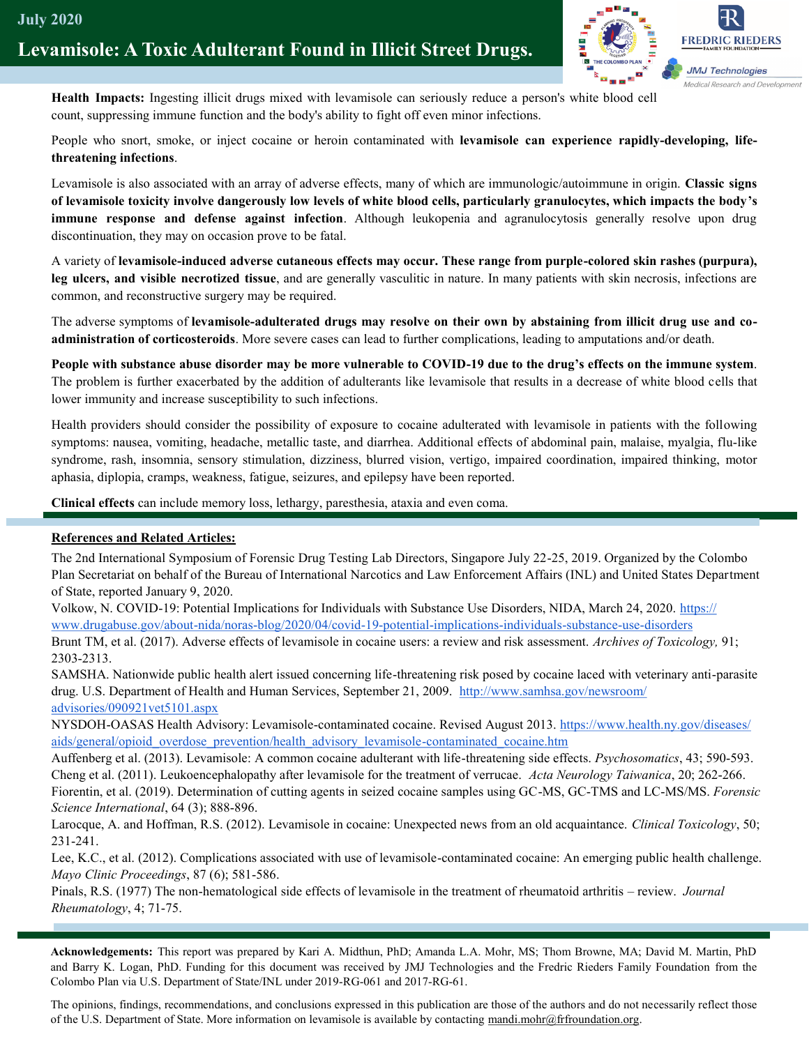**Health Impacts:** Ingesting illicit drugs mixed with levamisole can seriously reduce a person's white blood cell count, suppressing immune function and the body's ability to fight off even minor infections.

People who snort, smoke, or inject cocaine or heroin contaminated with **levamisole can experience rapidly-developing, life-threatening infections**.

Levamisole is also associated with an array of adverse effects, many of which are immunologic/autoimmune in origin. **Classic signs of levamisole toxicity involve dangerously low levels of white blood cells, particularly granulocytes, which impacts the body's immune response and defense against infection**. Although leukopenia and agranulocytosis generally resolve upon drug discontinuation, they may on occasion prove to be fatal.

A variety of **levamisole-induced adverse cutaneous effects may occur. These range from purple-colored skin rashes (purpura), leg ulcers, and visible necrotized tissue**, and are generally vasculitic in nature. In many patients with skin necrosis, infections are common, and reconstructive surgery may be required.

The adverse symptoms of **levamisole-adulterated drugs may resolve on their own by abstaining from illicit drug use and co-administration of corticosteroids**. More severe cases can lead to further complications, leading to amputations and/or death.

**People with substance abuse disorder may be more vulnerable to COVID-19 due to the drug's effects on the immune system**. The problem is further exacerbated by the addition of adulterants like levamisole that results in a decrease of white blood cells that lower immunity and increase susceptibility to such infections.

Health providers should consider the possibility of exposure to cocaine adulterated with levamisole in patients with the following symptoms: nausea, vomiting, headache, metallic taste, and diarrhea. Additional effects of abdominal pain, malaise, myalgia, flu-like syndrome, rash, insomnia, sensory stimulation, dizziness, blurred vision, vertigo, impaired coordination, impaired thinking, motor aphasia, diplopia, cramps, weakness, fatigue, seizures, and epilepsy have been reported.

**Clinical effects** can include memory loss, lethargy, paresthesia, ataxia and even coma.

## References and Related Articles:

The 2nd International Symposium of Forensic Drug Testing Lab Directors, Singapore July 22-25, 2019. Organized by the Colombo Plan Secretariat on behalf of the Bureau of International Narcotics and Law Enforcement Affairs (INL) and United States Department of State, reported January 9, 2020.

Volkow, N. COVID-19: Potential Implications for Individuals with Substance Use Disorders, NIDA, March 24, 2020. https://www.drugabuse.gov/about-nida/noras-blog/2020/04/covid-19-potential-implications-individuals-substance-use-disorders

Brunt TM, et al. (2017). Adverse effects of levamisole in cocaine users: a review and risk assessment. *Archives of Toxicology,* 91; 2303-2313.

SAMSHA. Nationwide public health alert issued concerning life-threatening risk posed by cocaine laced with veterinary anti-parasite drug. U.S. Department of Health and Human Services, September 21, 2009. http://www.samhsa.gov/newsroom/advisories/090921vet5101.aspx

NYSDOH-OASAS Health Advisory: Levamisole-contaminated cocaine. Revised August 2013. https://www.health.ny.gov/diseases/aids/general/opioid_overdose_prevention/health_advisory_levamisole-contaminated_cocaine.htm

Auffenberg et al. (2013). Levamisole: A common cocaine adulterant with life-threatening side effects. *Psychosomatics*, 43; 590-593.

Cheng et al. (2011). Leukoencephalopathy after levamisole for the treatment of verrucae. *Acta Neurology Taiwanica*, 20; 262-266.

Fiorentin, et al. (2019). Determination of cutting agents in seized cocaine samples using GC-MS, GC-TMS and LC-MS/MS. *Forensic Science International*, 64 (3); 888-896.

Larocque, A. and Hoffman, R.S. (2012). Levamisole in cocaine: Unexpected news from an old acquaintance. *Clinical Toxicology*, 50; 231-241.

Lee, K.C., et al. (2012). Complications associated with use of levamisole-contaminated cocaine: An emerging public health challenge. *Mayo Clinic Proceedings*, 87 (6); 581-586.

Pinals, R.S. (1977) The non-hematological side effects of levamisole in the treatment of rheumatoid arthritis – review. *Journal Rheumatology*, 4; 71-75.

**Acknowledgements:** This report was prepared by Kari A. Midthun, PhD; Amanda L.A. Mohr, MS; Thom Browne, MA; David M. Martin, PhD and Barry K. Logan, PhD. Funding for this document was received by JMJ Technologies and the Fredric Rieders Family Foundation from the Colombo Plan via U.S. Department of State/INL under 2019-RG-061 and 2017-RG-61.

The opinions, findings, recommendations, and conclusions expressed in this publication are those of the authors and do not necessarily reflect those of the U.S. Department of State. More information on levamisole is available by contacting mandi.mohr@frfroundation.org.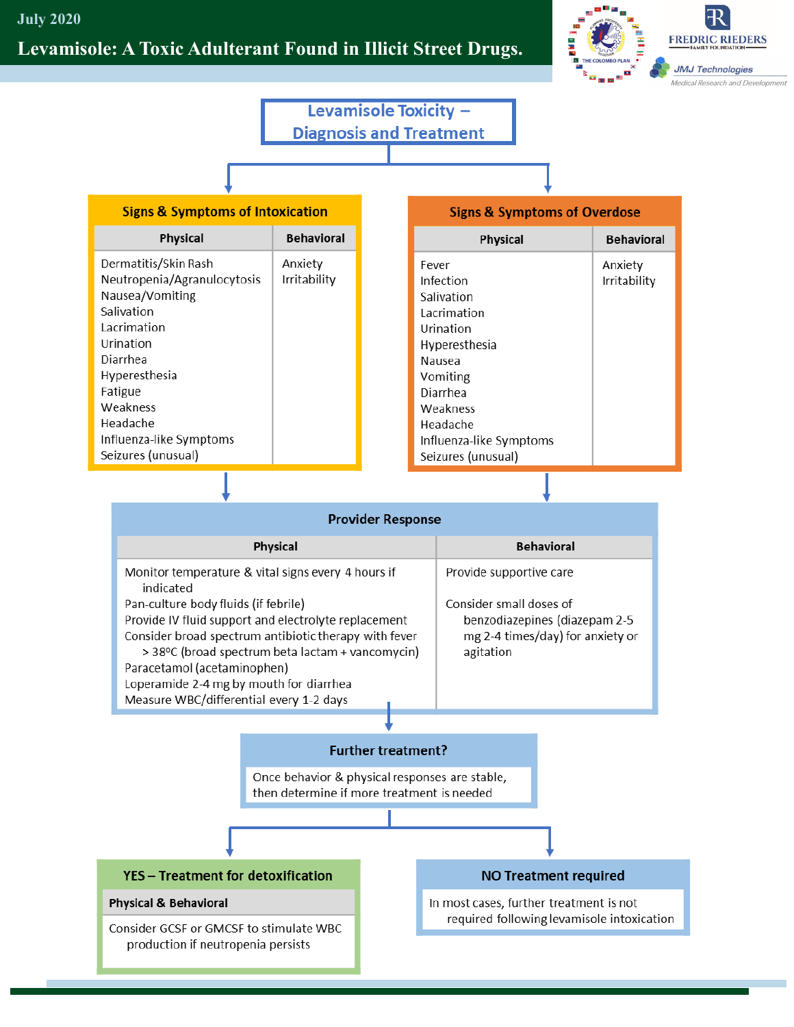# Levamisole: A Toxic Adulterant Found in Illicit Street Drugs.

## Levamisole Toxicity – Diagnosis and Treatment

### Signs & Symptoms of Intoxication

| Physical | Behavioral |
|---|---|
| Dermatitis/Skin Rash<br>Neutropenia/Agranulocytosis<br>Nausea/Vomiting<br>Salivation<br>Lacrimation<br>Urination<br>Diarrhea<br>Hyperesthesia<br>Fatigue<br>Weakness<br>Headache<br>Influenza-like Symptoms<br>Seizures (unusual) | Anxiety<br>Irritability |

### Signs & Symptoms of Overdose

| Physical | Behavioral |
|---|---|
| Fever<br>Infection<br>Salivation<br>Lacrimation<br>Urination<br>Hyperesthesia<br>Nausea<br>Vomiting<br>Diarrhea<br>Weakness<br>Headache<br>Influenza-like Symptoms<br>Seizures (unusual) | Anxiety<br>Irritability |

### Provider Response

| Physical | Behavioral |
|---|---|
| Monitor temperature & vital signs every 4 hours if indicated<br>Pan-culture body fluids (if febrile)<br>Provide IV fluid support and electrolyte replacement<br>Consider broad spectrum antibiotic therapy with fever > 38ºC (broad spectrum beta lactam + vancomycin)<br>Paracetamol (acetaminophen)<br>Loperamide 2-4 mg by mouth for diarrhea<br>Measure WBC/differential every 1-2 days | Provide supportive care<br><br>Consider small doses of benzodiazepines (diazepam 2-5 mg 2-4 times/day) for anxiety or agitation |

### Further treatment?

Once behavior & physical responses are stable, then determine if more treatment is needed

### YES – Treatment for detoxification

**Physical & Behavioral**

Consider GCSF or GMCSF to stimulate WBC production if neutropenia persists

### NO Treatment required

In most cases, further treatment is not required following levamisole intoxication